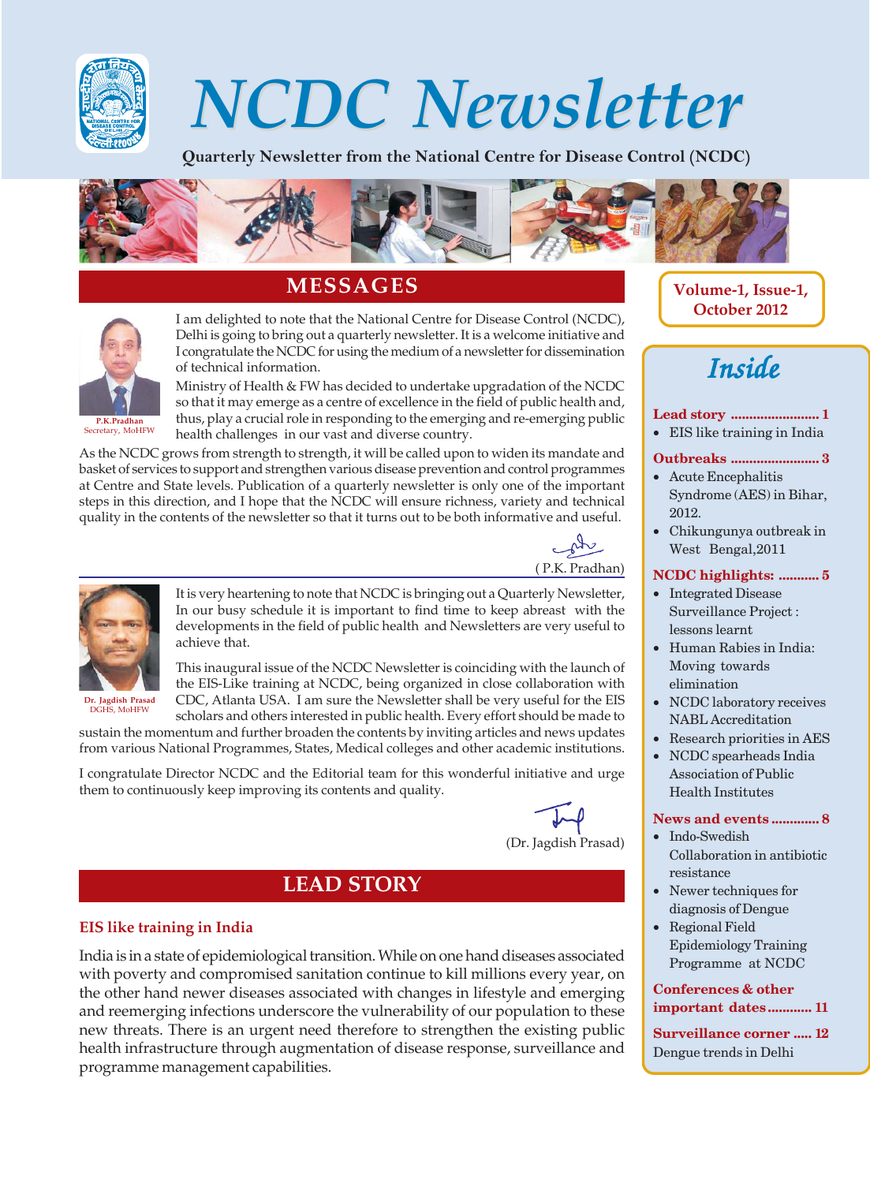# NCDC Newsletter

**Quarterly Newsletter from the National Centre for Disease Control (NCDC)**

**Volume-1, Issue-1, October 2012**

## MESSAGES

I am delighted to note that the National Centre for Disease Control (NCDC), Delhi is going to bring out a quarterly newsletter. It is a welcome initiative and I congratulate the NCDC for using the medium of a newsletter for dissemination of technical information.

Ministry of Health & FW has decided to undertake upgradation of the NCDC so that it may emerge as a centre of excellence in the field of public health and, thus, play a crucial role in responding to the emerging and re-emerging public health challenges in our vast and diverse country.

As the NCDC grows from strength to strength, it will be called upon to widen its mandate and basket of services to support and strengthen various disease prevention and control programmes at Centre and State levels. Publication of a quarterly newsletter is only one of the important steps in this direction, and I hope that the NCDC will ensure richness, variety and technical quality in the contents of the newsletter so that it turns out to be both informative and useful.

(P.K. Pradhan)

**P.K.Pradhan**
Secretary, MoHFW

---

It is very heartening to note that NCDC is bringing out a Quarterly Newsletter, In our busy schedule it is important to find time to keep abreast with the developments in the field of public health and Newsletters are very useful to achieve that.

This inaugural issue of the NCDC Newsletter is coinciding with the launch of the EIS-Like training at NCDC, being organized in close collaboration with CDC, Atlanta USA. I am sure the Newsletter shall be very useful for the EIS scholars and others interested in public health. Every effort should be made to sustain the momentum and further broaden the contents by inviting articles and news updates from various National Programmes, States, Medical colleges and other academic institutions.

I congratulate Director NCDC and the Editorial team for this wonderful initiative and urge them to continuously keep improving its contents and quality.

(Dr. Jagdish Prasad)

**Dr. Jagdish Prasad**
DGHS, MoHFW

## LEAD STORY

### EIS like training in India

India is in a state of epidemiological transition. While on one hand diseases associated with poverty and compromised sanitation continue to kill millions every year, on the other hand newer diseases associated with changes in lifestyle and emerging and reemerging infections underscore the vulnerability of our population to these new threats. There is an urgent need therefore to strengthen the existing public health infrastructure through augmentation of disease response, surveillance and programme management capabilities.

---

## Inside

**Lead story ........................ 1**
- EIS like training in India

**Outbreaks ........................ 3**
- Acute Encephalitis Syndrome (AES) in Bihar, 2012.
- Chikungunya outbreak in West Bengal,2011

**NCDC highlights: ........... 5**
- Integrated Disease Surveillance Project : lessons learnt
- Human Rabies in India: Moving towards elimination
- NCDC laboratory receives NABL Accreditation
- Research priorities in AES
- NCDC spearheads India Association of Public Health Institutes

**News and events ............ 8**
- Indo-Swedish Collaboration in antibiotic resistance
- Newer techniques for diagnosis of Dengue
- Regional Field Epidemiology Training Programme at NCDC

**Conferences & other important dates........... 11**

**Surveillance corner ..... 12**
Dengue trends in Delhi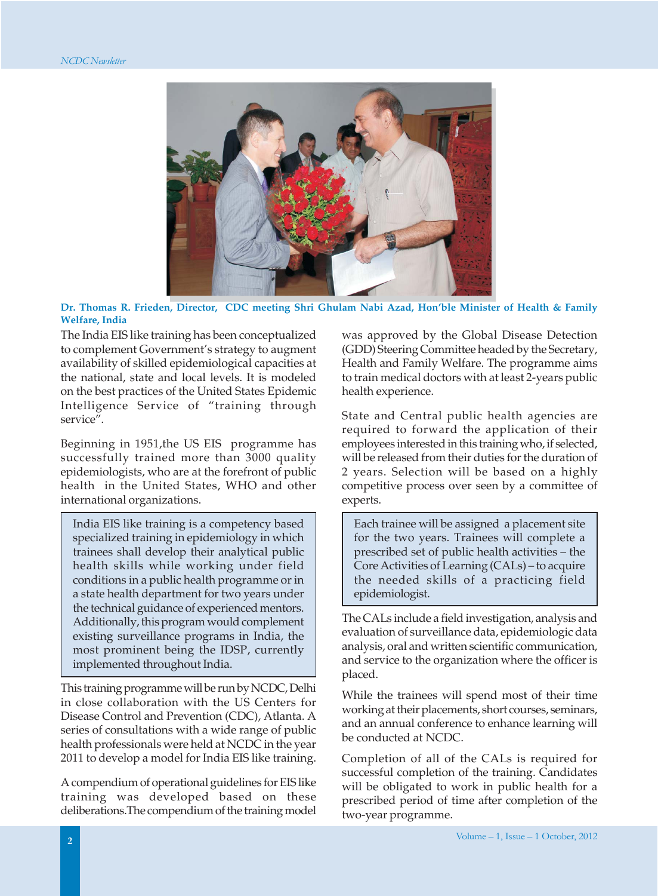**Dr. Thomas R. Frieden, Director, CDC meeting Shri Ghulam Nabi Azad, Hon'ble Minister of Health & Family Welfare, India**

The India EIS like training has been conceptualized to complement Government's strategy to augment availability of skilled epidemiological capacities at the national, state and local levels. It is modeled on the best practices of the United States Epidemic Intelligence Service of "training through service".

Beginning in 1951,the US EIS programme has successfully trained more than 3000 quality epidemiologists, who are at the forefront of public health in the United States, WHO and other international organizations.

> India EIS like training is a competency based specialized training in epidemiology in which trainees shall develop their analytical public health skills while working under field conditions in a public health programme or in a state health department for two years under the technical guidance of experienced mentors. Additionally, this program would complement existing surveillance programs in India, the most prominent being the IDSP, currently implemented throughout India.

This training programme will be run by NCDC, Delhi in close collaboration with the US Centers for Disease Control and Prevention (CDC), Atlanta. A series of consultations with a wide range of public health professionals were held at NCDC in the year 2011 to develop a model for India EIS like training.

A compendium of operational guidelines for EIS like training was developed based on these deliberations.The compendium of the training model was approved by the Global Disease Detection (GDD) Steering Committee headed by the Secretary, Health and Family Welfare. The programme aims to train medical doctors with at least 2-years public health experience.

State and Central public health agencies are required to forward the application of their employees interested in this training who, if selected, will be released from their duties for the duration of 2 years. Selection will be based on a highly competitive process over seen by a committee of experts.

> Each trainee will be assigned a placement site for the two years. Trainees will complete a prescribed set of public health activities – the Core Activities of Learning (CALs) – to acquire the needed skills of a practicing field epidemiologist.

The CALs include a field investigation, analysis and evaluation of surveillance data, epidemiologic data analysis, oral and written scientific communication, and service to the organization where the officer is placed.

While the trainees will spend most of their time working at their placements, short courses, seminars, and an annual conference to enhance learning will be conducted at NCDC.

Completion of all of the CALs is required for successful completion of the training. Candidates will be obligated to work in public health for a prescribed period of time after completion of the two-year programme.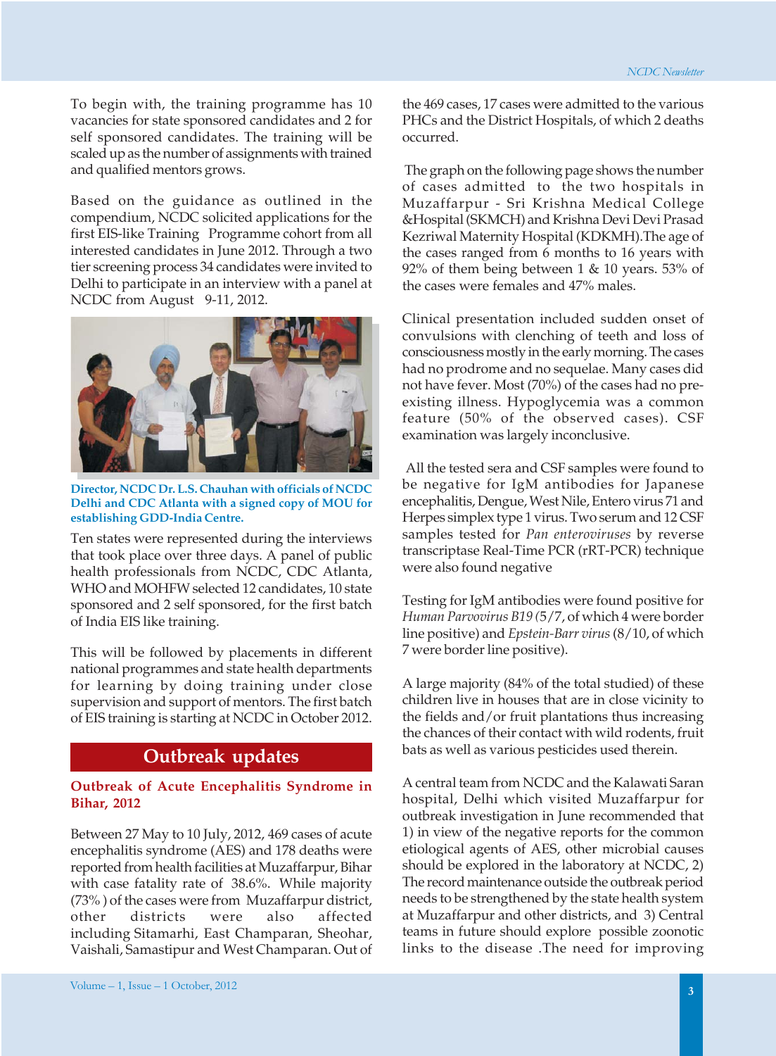To begin with, the training programme has 10 vacancies for state sponsored candidates and 2 for self sponsored candidates. The training will be scaled up as the number of assignments with trained and qualified mentors grows.

Based on the guidance as outlined in the compendium, NCDC solicited applications for the first EIS-like Training Programme cohort from all interested candidates in June 2012. Through a two tier screening process 34 candidates were invited to Delhi to participate in an interview with a panel at NCDC from August 9-11, 2012.

**Director, NCDC Dr. L.S. Chauhan with officials of NCDC Delhi and CDC Atlanta with a signed copy of MOU for establishing GDD-India Centre.**

Ten states were represented during the interviews that took place over three days. A panel of public health professionals from NCDC, CDC Atlanta, WHO and MOHFW selected 12 candidates, 10 state sponsored and 2 self sponsored, for the first batch of India EIS like training.

This will be followed by placements in different national programmes and state health departments for learning by doing training under close supervision and support of mentors. The first batch of EIS training is starting at NCDC in October 2012.

## Outbreak updates

### Outbreak of Acute Encephalitis Syndrome in Bihar, 2012

Between 27 May to 10 July, 2012, 469 cases of acute encephalitis syndrome (AES) and 178 deaths were reported from health facilities at Muzaffarpur, Bihar with case fatality rate of 38.6%. While majority (73% ) of the cases were from Muzaffarpur district, other districts were also affected including Sitamarhi, East Champaran, Sheohar, Vaishali, Samastipur and West Champaran. Out of the 469 cases, 17 cases were admitted to the various PHCs and the District Hospitals, of which 2 deaths occurred.

The graph on the following page shows the number of cases admitted to the two hospitals in Muzaffarpur - Sri Krishna Medical College &Hospital (SKMCH) and Krishna Devi Devi Prasad Kezriwal Maternity Hospital (KDKMH).The age of the cases ranged from 6 months to 16 years with 92% of them being between 1 & 10 years. 53% of the cases were females and 47% males.

Clinical presentation included sudden onset of convulsions with clenching of teeth and loss of consciousness mostly in the early morning. The cases had no prodrome and no sequelae. Many cases did not have fever. Most (70%) of the cases had no pre-existing illness. Hypoglycemia was a common feature (50% of the observed cases). CSF examination was largely inconclusive.

All the tested sera and CSF samples were found to be negative for IgM antibodies for Japanese encephalitis, Dengue, West Nile, Entero virus 71 and Herpes simplex type 1 virus. Two serum and 12 CSF samples tested for *Pan enteroviruses* by reverse transcriptase Real-Time PCR (rRT-PCR) technique were also found negative

Testing for IgM antibodies were found positive for *Human Parvovirus B19* (5/7, of which 4 were border line positive) and *Epstein-Barr virus* (8/10, of which 7 were border line positive).

A large majority (84% of the total studied) of these children live in houses that are in close vicinity to the fields and/or fruit plantations thus increasing the chances of their contact with wild rodents, fruit bats as well as various pesticides used therein.

A central team from NCDC and the Kalawati Saran hospital, Delhi which visited Muzaffarpur for outbreak investigation in June recommended that 1) in view of the negative reports for the common etiological agents of AES, other microbial causes should be explored in the laboratory at NCDC, 2) The record maintenance outside the outbreak period needs to be strengthened by the state health system at Muzaffarpur and other districts, and 3) Central teams in future should explore possible zoonotic links to the disease .The need for improving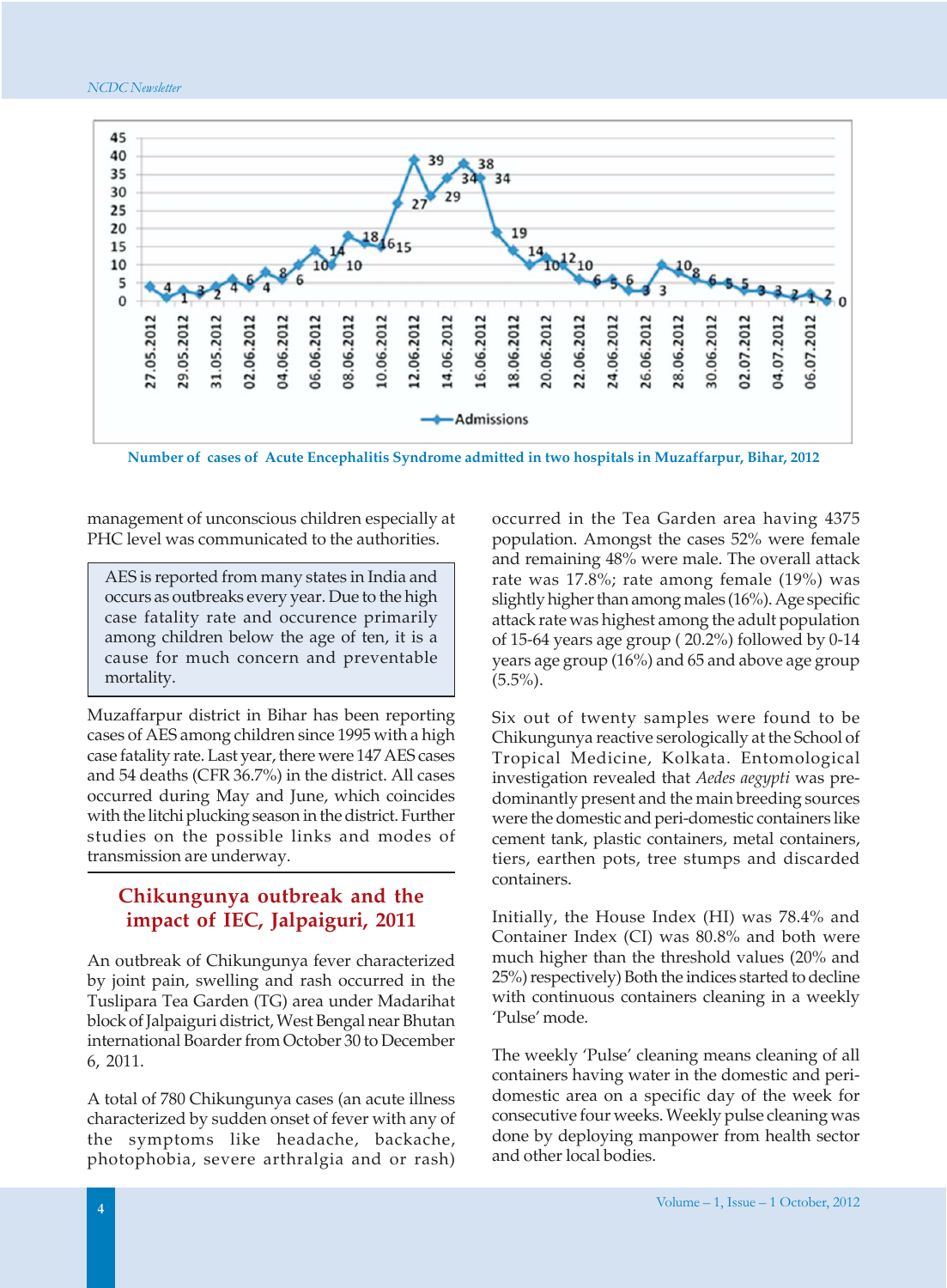Number of cases of Acute Encephalitis Syndrome admitted in two hospitals in Muzaffarpur, Bihar, 2012

management of unconscious children especially at PHC level was communicated to the authorities.

> AES is reported from many states in India and occurs as outbreaks every year. Due to the high case fatality rate and occurence primarily among children below the age of ten, it is a cause for much concern and preventable mortality.

Muzaffarpur district in Bihar has been reporting cases of AES among children since 1995 with a high case fatality rate. Last year, there were 147 AES cases and 54 deaths (CFR 36.7%) in the district. All cases occurred during May and June, which coincides with the litchi plucking season in the district. Further studies on the possible links and modes of transmission are underway.

## Chikungunya outbreak and the impact of IEC, Jalpaiguri, 2011

An outbreak of Chikungunya fever characterized by joint pain, swelling and rash occurred in the Tuslipara Tea Garden (TG) area under Madarihat block of Jalpaiguri district, West Bengal near Bhutan international Boarder from October 30 to December 6, 2011.

A total of 780 Chikungunya cases (an acute illness characterized by sudden onset of fever with any of the symptoms like headache, backache, photophobia, severe arthralgia and or rash) occurred in the Tea Garden area having 4375 population. Amongst the cases 52% were female and remaining 48% were male. The overall attack rate was 17.8%; rate among female (19%) was slightly higher than among males (16%). Age specific attack rate was highest among the adult population of 15-64 years age group ( 20.2%) followed by 0-14 years age group (16%) and 65 and above age group (5.5%).

Six out of twenty samples were found to be Chikungunya reactive serologically at the School of Tropical Medicine, Kolkata. Entomological investigation revealed that *Aedes aegypti* was predominantly present and the main breeding sources were the domestic and peri-domestic containers like cement tank, plastic containers, metal containers, tiers, earthen pots, tree stumps and discarded containers.

Initially, the House Index (HI) was 78.4% and Container Index (CI) was 80.8% and both were much higher than the threshold values (20% and 25%) respectively) Both the indices started to decline with continuous containers cleaning in a weekly 'Pulse' mode.

The weekly 'Pulse' cleaning means cleaning of all containers having water in the domestic and peri-domestic area on a specific day of the week for consecutive four weeks. Weekly pulse cleaning was done by deploying manpower from health sector and other local bodies.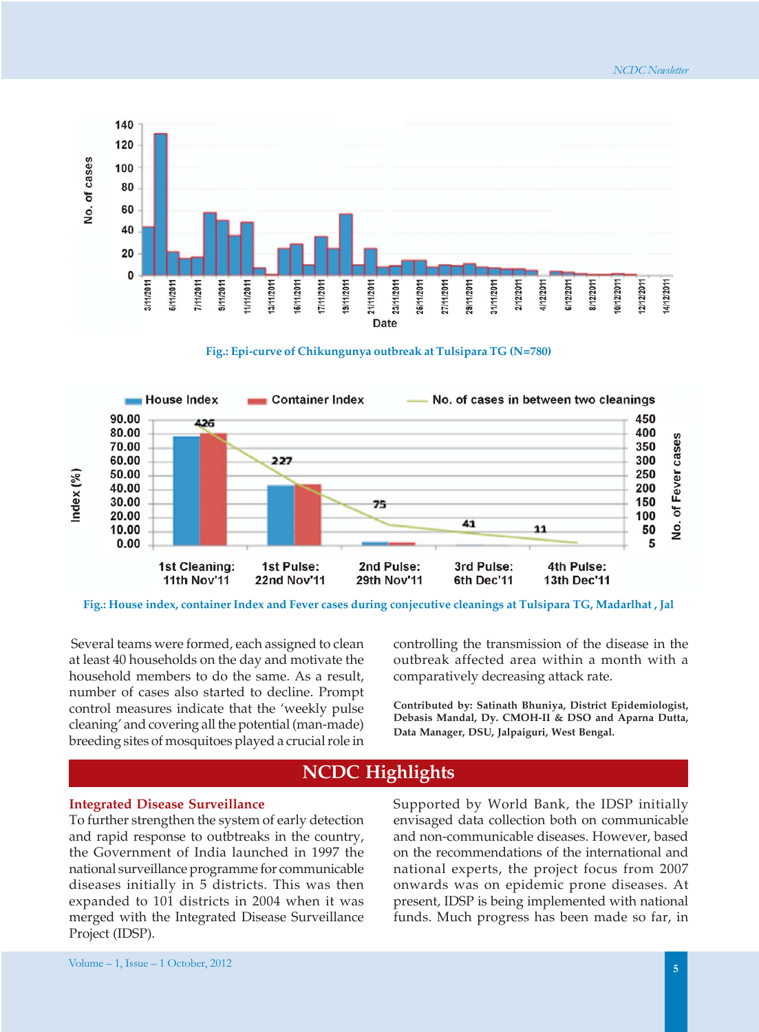Fig.: Epi-curve of Chikungunya outbreak at Tulsipara TG (N=780)

Fig.: House index, container Index and Fever cases during conjecutive cleanings at Tulsipara TG, Madarlhat , Jal

Several teams were formed, each assigned to clean at least 40 households on the day and motivate the household members to do the same. As a result, number of cases also started to decline. Prompt control measures indicate that the 'weekly pulse cleaning' and covering all the potential (man-made) breeding sites of mosquitoes played a crucial role in controlling the transmission of the disease in the outbreak affected area within a month with a comparatively decreasing attack rate.

**Contributed by: Satinath Bhuniya, District Epidemiologist, Debasis Mandal, Dy. CMOH-II & DSO and Aparna Dutta, Data Manager, DSU, Jalpaiguri, West Bengal.**

# NCDC Highlights

## Integrated Disease Surveillance

To further strengthen the system of early detection and rapid response to outbreaks in the country, the Government of India launched in 1997 the national surveillance programme for communicable diseases initially in 5 districts. This was then expanded to 101 districts in 2004 when it was merged with the Integrated Disease Surveillance Project (IDSP).

Supported by World Bank, the IDSP initially envisaged data collection both on communicable and non-communicable diseases. However, based on the recommendations of the international and national experts, the project focus from 2007 onwards was on epidemic prone diseases. At present, IDSP is being implemented with national funds. Much progress has been made so far, in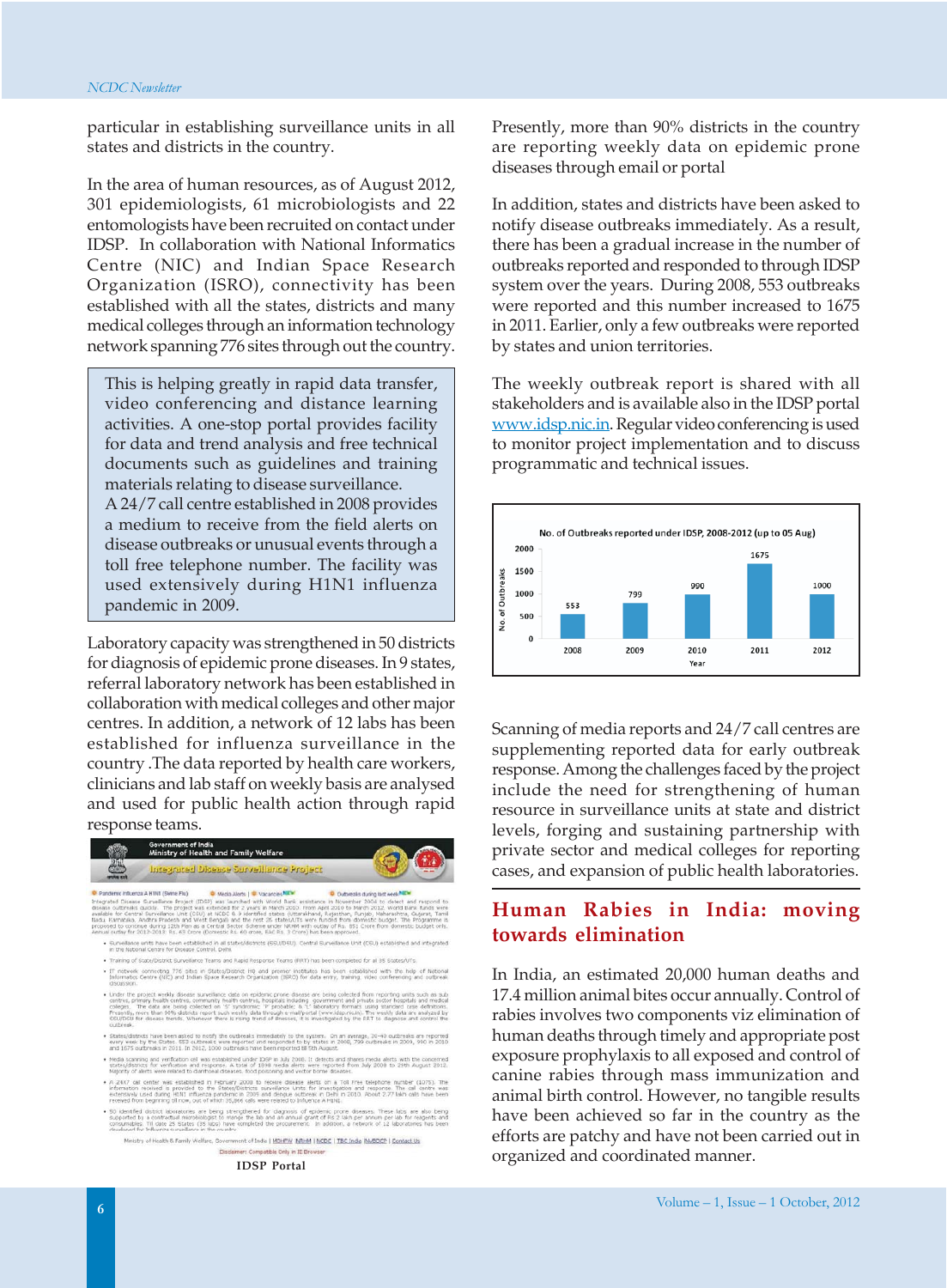particular in establishing surveillance units in all states and districts in the country.

In the area of human resources, as of August 2012, 301 epidemiologists, 61 microbiologists and 22 entomologists have been recruited on contact under IDSP. In collaboration with National Informatics Centre (NIC) and Indian Space Research Organization (ISRO), connectivity has been established with all the states, districts and many medical colleges through an information technology network spanning 776 sites through out the country.

> This is helping greatly in rapid data transfer, video conferencing and distance learning activities. A one-stop portal provides facility for data and trend analysis and free technical documents such as guidelines and training materials relating to disease surveillance. A 24/7 call centre established in 2008 provides a medium to receive from the field alerts on disease outbreaks or unusual events through a toll free telephone number. The facility was used extensively during H1N1 influenza pandemic in 2009.

Laboratory capacity was strengthened in 50 districts for diagnosis of epidemic prone diseases. In 9 states, referral laboratory network has been established in collaboration with medical colleges and other major centres. In addition, a network of 12 labs has been established for influenza surveillance in the country .The data reported by health care workers, clinicians and lab staff on weekly basis are analysed and used for public health action through rapid response teams.

IDSP Portal

Presently, more than 90% districts in the country are reporting weekly data on epidemic prone diseases through email or portal

In addition, states and districts have been asked to notify disease outbreaks immediately. As a result, there has been a gradual increase in the number of outbreaks reported and responded to through IDSP system over the years. During 2008, 553 outbreaks were reported and this number increased to 1675 in 2011. Earlier, only a few outbreaks were reported by states and union territories.

The weekly outbreak report is shared with all stakeholders and is available also in the IDSP portal www.idsp.nic.in. Regular video conferencing is used to monitor project implementation and to discuss programmatic and technical issues.

No. of Outbreaks reported under IDSP, 2008-2012 (up to 05 Aug)

| Year | No. of Outbreaks |
|---|---|
| 2008 | 553 |
| 2009 | 799 |
| 2010 | 990 |
| 2011 | 1675 |
| 2012 | 1000 |

Scanning of media reports and 24/7 call centres are supplementing reported data for early outbreak response. Among the challenges faced by the project include the need for strengthening of human resource in surveillance units at state and district levels, forging and sustaining partnership with private sector and medical colleges for reporting cases, and expansion of public health laboratories.

## Human Rabies in India: moving towards elimination

In India, an estimated 20,000 human deaths and 17.4 million animal bites occur annually. Control of rabies involves two components viz elimination of human deaths through timely and appropriate post exposure prophylaxis to all exposed and control of canine rabies through mass immunization and animal birth control. However, no tangible results have been achieved so far in the country as the efforts are patchy and have not been carried out in organized and coordinated manner.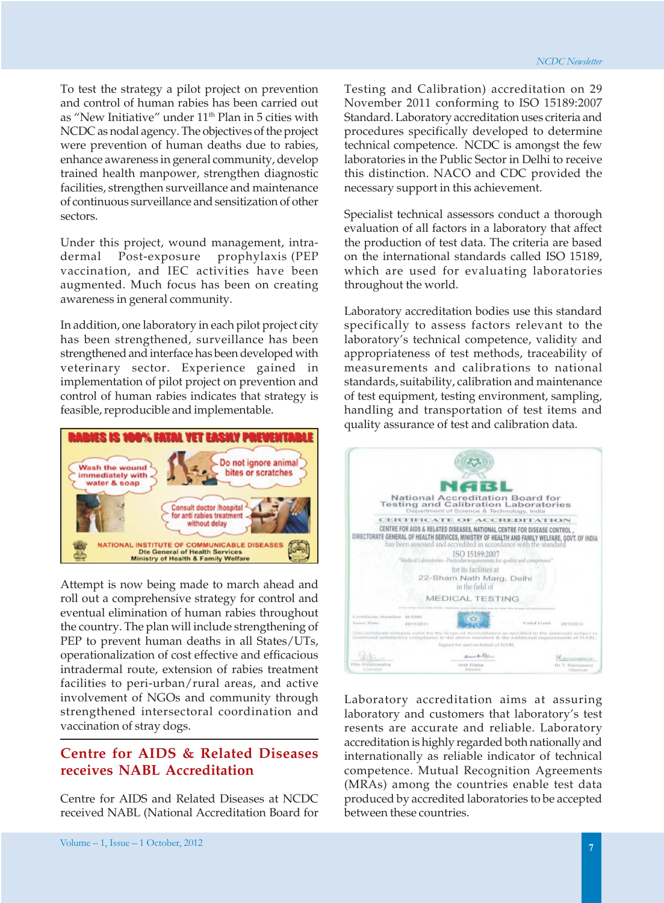To test the strategy a pilot project on prevention and control of human rabies has been carried out as "New Initiative" under 11th Plan in 5 cities with NCDC as nodal agency. The objectives of the project were prevention of human deaths due to rabies, enhance awareness in general community, develop trained health manpower, strengthen diagnostic facilities, strengthen surveillance and maintenance of continuous surveillance and sensitization of other sectors.

Under this project, wound management, intra-dermal Post-exposure prophylaxis (PEP vaccination, and IEC activities have been augmented. Much focus has been on creating awareness in general community.

In addition, one laboratory in each pilot project city has been strengthened, surveillance has been strengthened and interface has been developed with veterinary sector. Experience gained in implementation of pilot project on prevention and control of human rabies indicates that strategy is feasible, reproducible and implementable.

Attempt is now being made to march ahead and roll out a comprehensive strategy for control and eventual elimination of human rabies throughout the country. The plan will include strengthening of PEP to prevent human deaths in all States/UTs, operationalization of cost effective and efficacious intradermal route, extension of rabies treatment facilities to peri-urban/rural areas, and active involvement of NGOs and community through strengthened intersectoral coordination and vaccination of stray dogs.

## Centre for AIDS & Related Diseases receives NABL Accreditation

Centre for AIDS and Related Diseases at NCDC received NABL (National Accreditation Board for Testing and Calibration) accreditation on 29 November 2011 conforming to ISO 15189:2007 Standard. Laboratory accreditation uses criteria and procedures specifically developed to determine technical competence. NCDC is amongst the few laboratories in the Public Sector in Delhi to receive this distinction. NACO and CDC provided the necessary support in this achievement.

Specialist technical assessors conduct a thorough evaluation of all factors in a laboratory that affect the production of test data. The criteria are based on the international standards called ISO 15189, which are used for evaluating laboratories throughout the world.

Laboratory accreditation bodies use this standard specifically to assess factors relevant to the laboratory's technical competence, validity and appropriateness of test methods, traceability of measurements and calibrations to national standards, suitability, calibration and maintenance of test equipment, testing environment, sampling, handling and transportation of test items and quality assurance of test and calibration data.

Laboratory accreditation aims at assuring laboratory and customers that laboratory's test resents are accurate and reliable. Laboratory accreditation is highly regarded both nationally and internationally as reliable indicator of technical competence. Mutual Recognition Agreements (MRAs) among the countries enable test data produced by accredited laboratories to be accepted between these countries.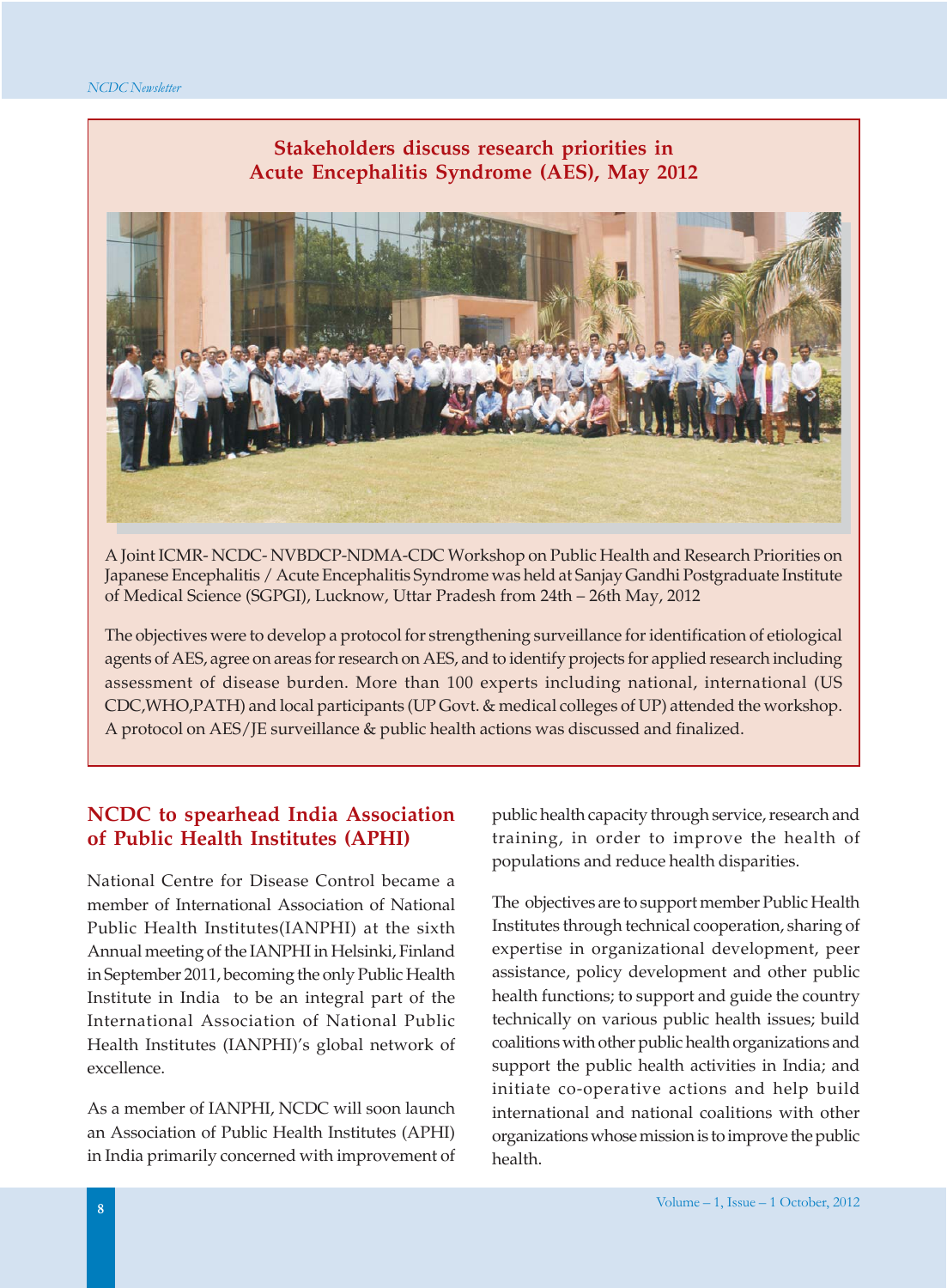## Stakeholders discuss research priorities in Acute Encephalitis Syndrome (AES), May 2012

A Joint ICMR- NCDC- NVBDCP-NDMA-CDC Workshop on Public Health and Research Priorities on Japanese Encephalitis / Acute Encephalitis Syndrome was held at Sanjay Gandhi Postgraduate Institute of Medical Science (SGPGI), Lucknow, Uttar Pradesh from 24th – 26th May, 2012

The objectives were to develop a protocol for strengthening surveillance for identification of etiological agents of AES, agree on areas for research on AES, and to identify projects for applied research including assessment of disease burden. More than 100 experts including national, international (US CDC,WHO,PATH) and local participants (UP Govt. & medical colleges of UP) attended the workshop. A protocol on AES/JE surveillance & public health actions was discussed and finalized.

## NCDC to spearhead India Association of Public Health Institutes (APHI)

National Centre for Disease Control became a member of International Association of National Public Health Institutes(IANPHI) at the sixth Annual meeting of the IANPHI in Helsinki, Finland in September 2011, becoming the only Public Health Institute in India to be an integral part of the International Association of National Public Health Institutes (IANPHI)'s global network of excellence.

As a member of IANPHI, NCDC will soon launch an Association of Public Health Institutes (APHI) in India primarily concerned with improvement of public health capacity through service, research and training, in order to improve the health of populations and reduce health disparities.

The objectives are to support member Public Health Institutes through technical cooperation, sharing of expertise in organizational development, peer assistance, policy development and other public health functions; to support and guide the country technically on various public health issues; build coalitions with other public health organizations and support the public health activities in India; and initiate co-operative actions and help build international and national coalitions with other organizations whose mission is to improve the public health.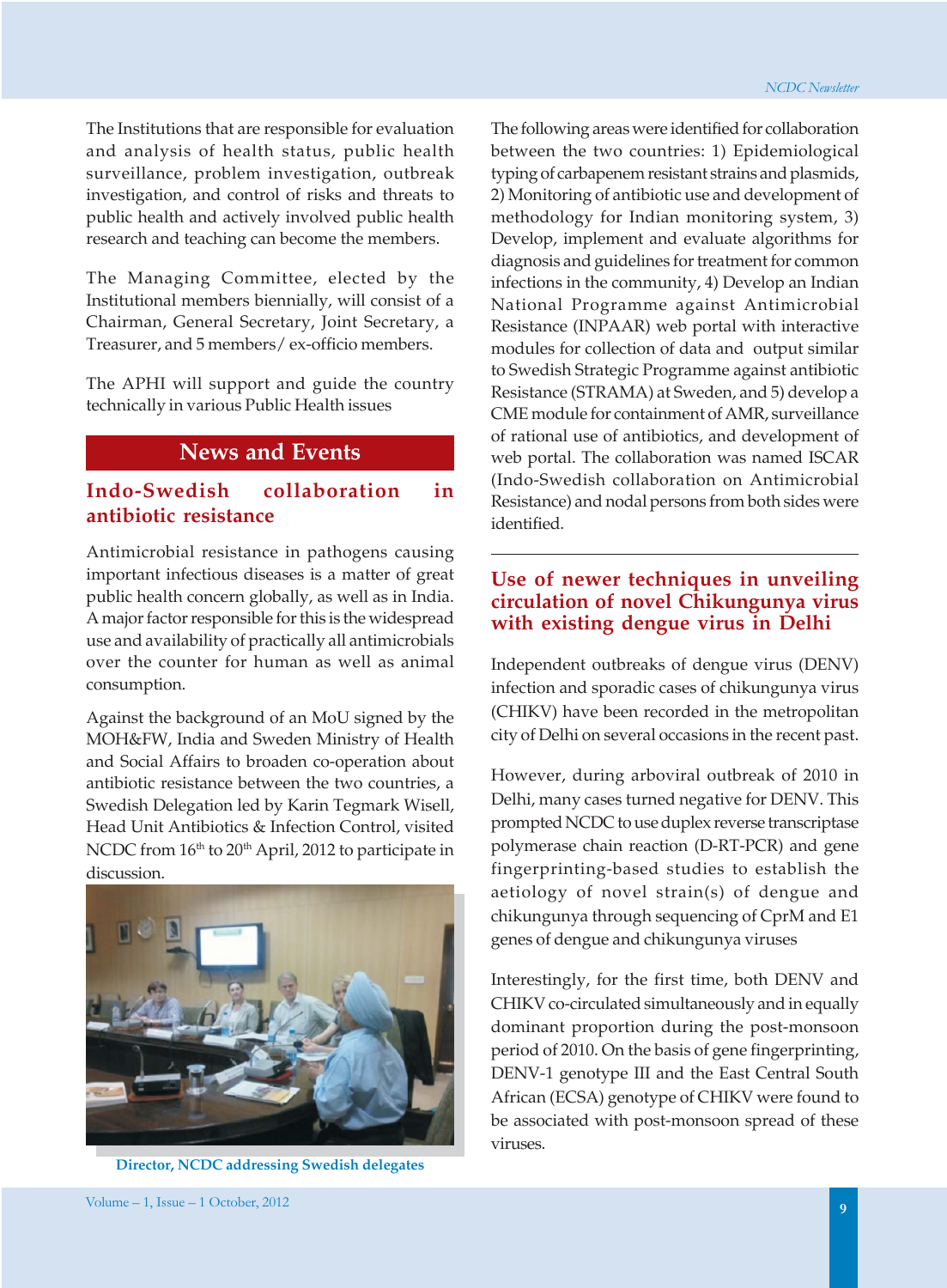The Institutions that are responsible for evaluation and analysis of health status, public health surveillance, problem investigation, outbreak investigation, and control of risks and threats to public health and actively involved public health research and teaching can become the members.

The Managing Committee, elected by the Institutional members biennially, will consist of a Chairman, General Secretary, Joint Secretary, a Treasurer, and 5 members/ ex-officio members.

The APHI will support and guide the country technically in various Public Health issues

## News and Events

### Indo-Swedish collaboration in antibiotic resistance

Antimicrobial resistance in pathogens causing important infectious diseases is a matter of great public health concern globally, as well as in India. A major factor responsible for this is the widespread use and availability of practically all antimicrobials over the counter for human as well as animal consumption.

Against the background of an MoU signed by the MOH&FW, India and Sweden Ministry of Health and Social Affairs to broaden co-operation about antibiotic resistance between the two countries, a Swedish Delegation led by Karin Tegmark Wisell, Head Unit Antibiotics & Infection Control, visited NCDC from 16th to 20th April, 2012 to participate in discussion.

Director, NCDC addressing Swedish delegates

The following areas were identified for collaboration between the two countries: 1) Epidemiological typing of carbapenem resistant strains and plasmids, 2) Monitoring of antibiotic use and development of methodology for Indian monitoring system, 3) Develop, implement and evaluate algorithms for diagnosis and guidelines for treatment for common infections in the community, 4) Develop an Indian National Programme against Antimicrobial Resistance (INPAAR) web portal with interactive modules for collection of data and output similar to Swedish Strategic Programme against antibiotic Resistance (STRAMA) at Sweden, and 5) develop a CME module for containment of AMR, surveillance of rational use of antibiotics, and development of web portal. The collaboration was named ISCAR (Indo-Swedish collaboration on Antimicrobial Resistance) and nodal persons from both sides were identified.

---

### Use of newer techniques in unveiling circulation of novel Chikungunya virus with existing dengue virus in Delhi

Independent outbreaks of dengue virus (DENV) infection and sporadic cases of chikungunya virus (CHIKV) have been recorded in the metropolitan city of Delhi on several occasions in the recent past.

However, during arboviral outbreak of 2010 in Delhi, many cases turned negative for DENV. This prompted NCDC to use duplex reverse transcriptase polymerase chain reaction (D-RT-PCR) and gene fingerprinting-based studies to establish the aetiology of novel strain(s) of dengue and chikungunya through sequencing of CprM and E1 genes of dengue and chikungunya viruses

Interestingly, for the first time, both DENV and CHIKV co-circulated simultaneously and in equally dominant proportion during the post-monsoon period of 2010. On the basis of gene fingerprinting, DENV-1 genotype III and the East Central South African (ECSA) genotype of CHIKV were found to be associated with post-monsoon spread of these viruses.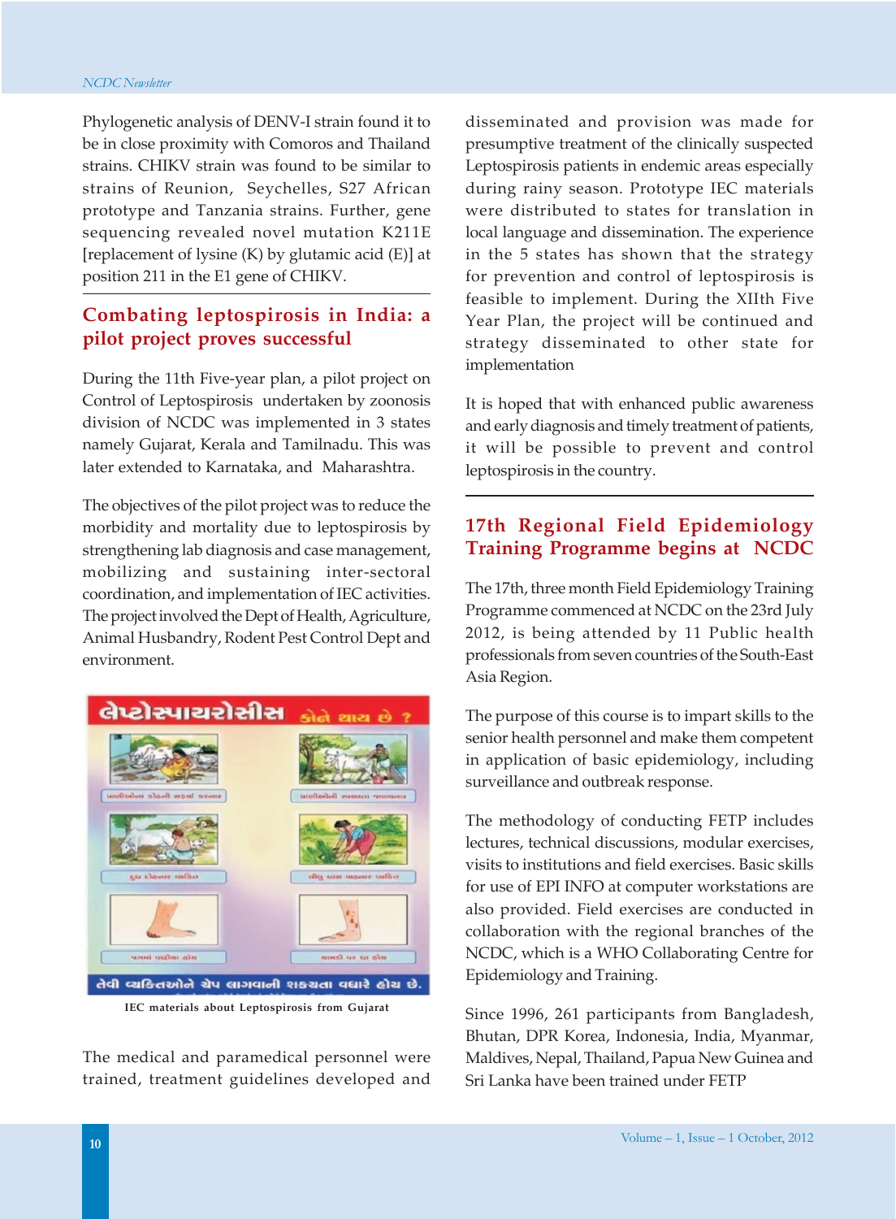Phylogenetic analysis of DENV-I strain found it to be in close proximity with Comoros and Thailand strains. CHIKV strain was found to be similar to strains of Reunion, Seychelles, S27 African prototype and Tanzania strains. Further, gene sequencing revealed novel mutation K211E [replacement of lysine (K) by glutamic acid (E)] at position 211 in the E1 gene of CHIKV.

## Combating leptospirosis in India: a pilot project proves successful

During the 11th Five-year plan, a pilot project on Control of Leptospirosis undertaken by zoonosis division of NCDC was implemented in 3 states namely Gujarat, Kerala and Tamilnadu. This was later extended to Karnataka, and Maharashtra.

The objectives of the pilot project was to reduce the morbidity and mortality due to leptospirosis by strengthening lab diagnosis and case management, mobilizing and sustaining inter-sectoral coordination, and implementation of IEC activities. The project involved the Dept of Health, Agriculture, Animal Husbandry, Rodent Pest Control Dept and environment.

IEC materials about Leptospirosis from Gujarat

The medical and paramedical personnel were trained, treatment guidelines developed and disseminated and provision was made for presumptive treatment of the clinically suspected Leptospirosis patients in endemic areas especially during rainy season. Prototype IEC materials were distributed to states for translation in local language and dissemination. The experience in the 5 states has shown that the strategy for prevention and control of leptospirosis is feasible to implement. During the XIIth Five Year Plan, the project will be continued and strategy disseminated to other state for implementation

It is hoped that with enhanced public awareness and early diagnosis and timely treatment of patients, it will be possible to prevent and control leptospirosis in the country.

## 17th Regional Field Epidemiology Training Programme begins at NCDC

The 17th, three month Field Epidemiology Training Programme commenced at NCDC on the 23rd July 2012, is being attended by 11 Public health professionals from seven countries of the South-East Asia Region.

The purpose of this course is to impart skills to the senior health personnel and make them competent in application of basic epidemiology, including surveillance and outbreak response.

The methodology of conducting FETP includes lectures, technical discussions, modular exercises, visits to institutions and field exercises. Basic skills for use of EPI INFO at computer workstations are also provided. Field exercises are conducted in collaboration with the regional branches of the NCDC, which is a WHO Collaborating Centre for Epidemiology and Training.

Since 1996, 261 participants from Bangladesh, Bhutan, DPR Korea, Indonesia, India, Myanmar, Maldives, Nepal, Thailand, Papua New Guinea and Sri Lanka have been trained under FETP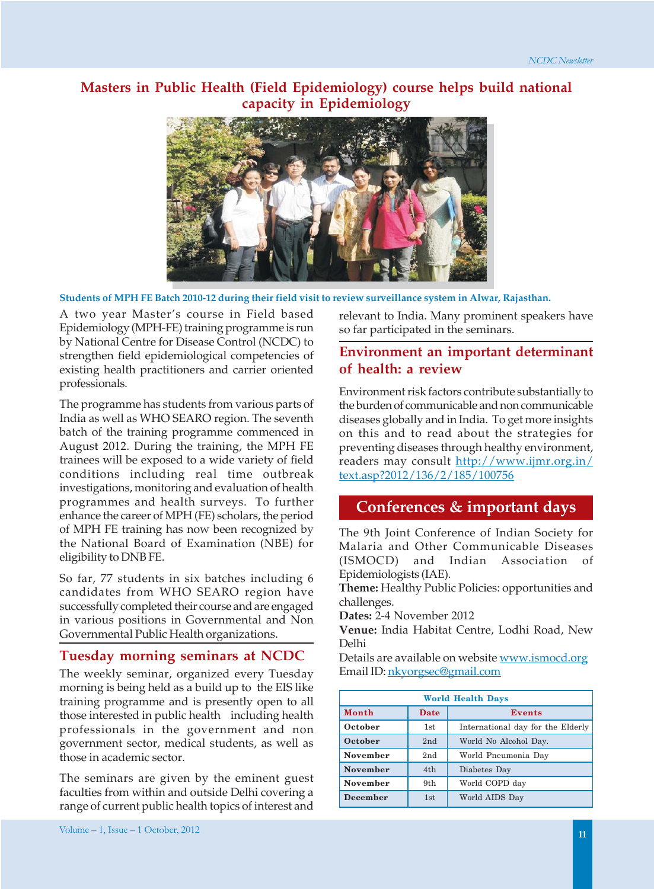# Masters in Public Health (Field Epidemiology) course helps build national capacity in Epidemiology

**Students of MPH FE Batch 2010-12 during their field visit to review surveillance system in Alwar, Rajasthan.**

A two year Master's course in Field based Epidemiology (MPH-FE) training programme is run by National Centre for Disease Control (NCDC) to strengthen field epidemiological competencies of existing health practitioners and carrier oriented professionals.

The programme has students from various parts of India as well as WHO SEARO region. The seventh batch of the training programme commenced in August 2012. During the training, the MPH FE trainees will be exposed to a wide variety of field conditions including real time outbreak investigations, monitoring and evaluation of health programmes and health surveys. To further enhance the career of MPH (FE) scholars, the period of MPH FE training has now been recognized by the National Board of Examination (NBE) for eligibility to DNB FE.

So far, 77 students in six batches including 6 candidates from WHO SEARO region have successfully completed their course and are engaged in various positions in Governmental and Non Governmental Public Health organizations.

## Tuesday morning seminars at NCDC

The weekly seminar, organized every Tuesday morning is being held as a build up to the EIS like training programme and is presently open to all those interested in public health including health professionals in the government and non government sector, medical students, as well as those in academic sector.

The seminars are given by the eminent guest faculties from within and outside Delhi covering a range of current public health topics of interest and relevant to India. Many prominent speakers have so far participated in the seminars.

## Environment an important determinant of health: a review

Environment risk factors contribute substantially to the burden of communicable and non communicable diseases globally and in India. To get more insights on this and to read about the strategies for preventing diseases through healthy environment, readers may consult http://www.ijmr.org.in/text.asp?2012/136/2/185/100756

## Conferences & important days

The 9th Joint Conference of Indian Society for Malaria and Other Communicable Diseases (ISMOCD) and Indian Association of Epidemiologists (IAE).

**Theme:** Healthy Public Policies: opportunities and challenges.

**Dates:** 2-4 November 2012

**Venue:** India Habitat Centre, Lodhi Road, New Delhi

Details are available on website www.ismocd.org

Email ID: nkyorgsec@gmail.com

**World Health Days**

| Month | Date | Events |
|---|---|---|
| October | 1st | International day for the Elderly |
| October | 2nd | World No Alcohol Day. |
| November | 2nd | World Pneumonia Day |
| November | 4th | Diabetes Day |
| November | 9th | World COPD day |
| December | 1st | World AIDS Day |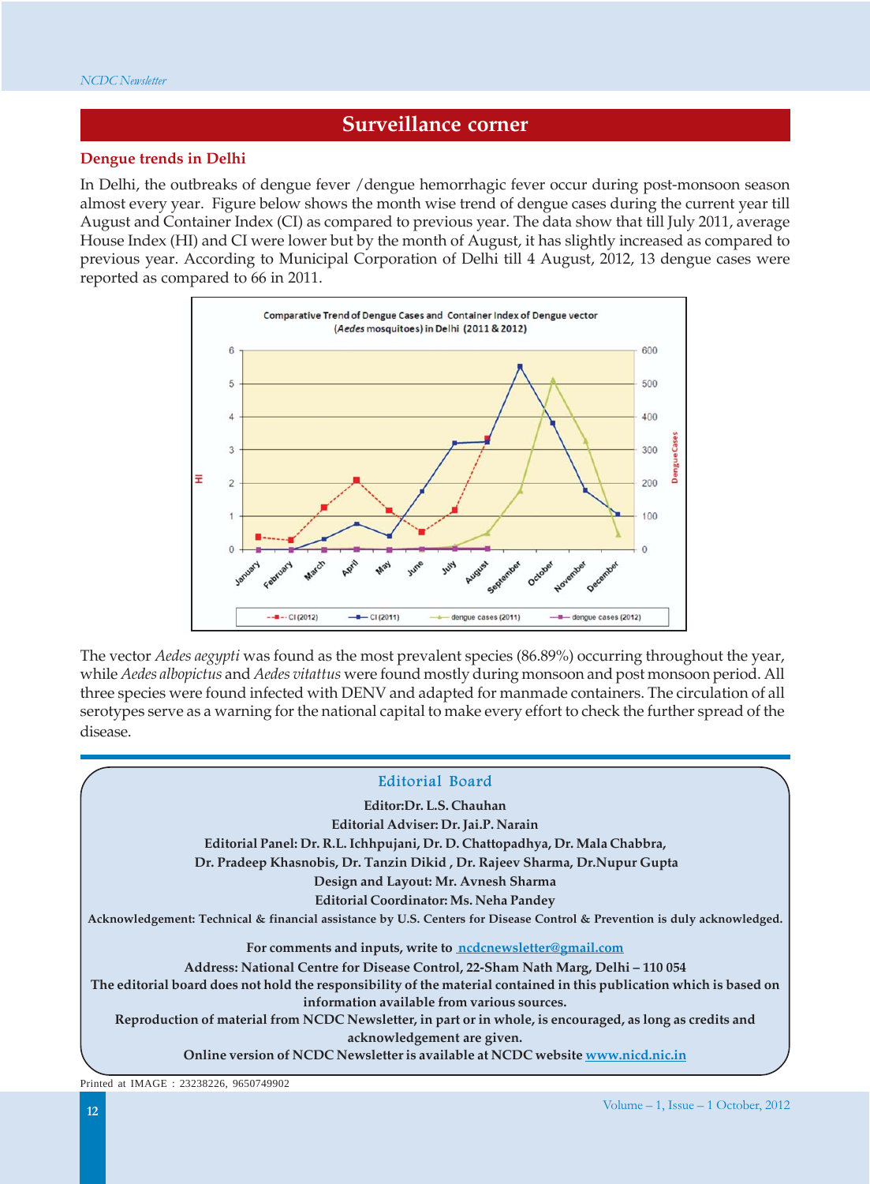# Surveillance corner

## Dengue trends in Delhi

In Delhi, the outbreaks of dengue fever /dengue hemorrhagic fever occur during post-monsoon season almost every year. Figure below shows the month wise trend of dengue cases during the current year till August and Container Index (CI) as compared to previous year. The data show that till July 2011, average House Index (HI) and CI were lower but by the month of August, it has slightly increased as compared to previous year. According to Municipal Corporation of Delhi till 4 August, 2012, 13 dengue cases were reported as compared to 66 in 2011.

Comparative Trend of Dengue Cases and Container Index of Dengue vector (*Aedes* mosquitoes) in Delhi (2011 & 2012)

HI

0
1
2
3
4
5
6

Dengue Cases

0
100
200
300
400
500
600

January
February
March
April
May
June
July
August
September
October
November
December

CI (2012)
CI (2011)
dengue cases (2011)
dengue cases (2012)

The vector *Aedes aegypti* was found as the most prevalent species (86.89%) occurring throughout the year, while *Aedes albopictus* and *Aedes vitattus* were found mostly during monsoon and post monsoon period. All three species were found infected with DENV and adapted for manmade containers. The circulation of all serotypes serve as a warning for the national capital to make every effort to check the further spread of the disease.

---

### Editorial Board

**Editor:Dr. L.S. Chauhan**

**Editorial Adviser: Dr. Jai.P. Narain**

**Editorial Panel: Dr. R.L. Ichhpujani, Dr. D. Chattopadhya, Dr. Mala Chabbra, Dr. Pradeep Khasnobis, Dr. Tanzin Dikid , Dr. Rajeev Sharma, Dr.Nupur Gupta**

**Design and Layout: Mr. Avnesh Sharma**

**Editorial Coordinator: Ms. Neha Pandey**

**Acknowledgement: Technical & financial assistance by U.S. Centers for Disease Control & Prevention is duly acknowledged.**

**For comments and inputs, write to ncdcnewsletter@gmail.com**

**Address: National Centre for Disease Control, 22-Sham Nath Marg, Delhi – 110 054**

**The editorial board does not hold the responsibility of the material contained in this publication which is based on information available from various sources.**

**Reproduction of material from NCDC Newsletter, in part or in whole, is encouraged, as long as credits and acknowledgement are given.**

**Online version of NCDC Newsletter is available at NCDC website www.nicd.nic.in**

Printed at IMAGE : 23238226, 9650749902